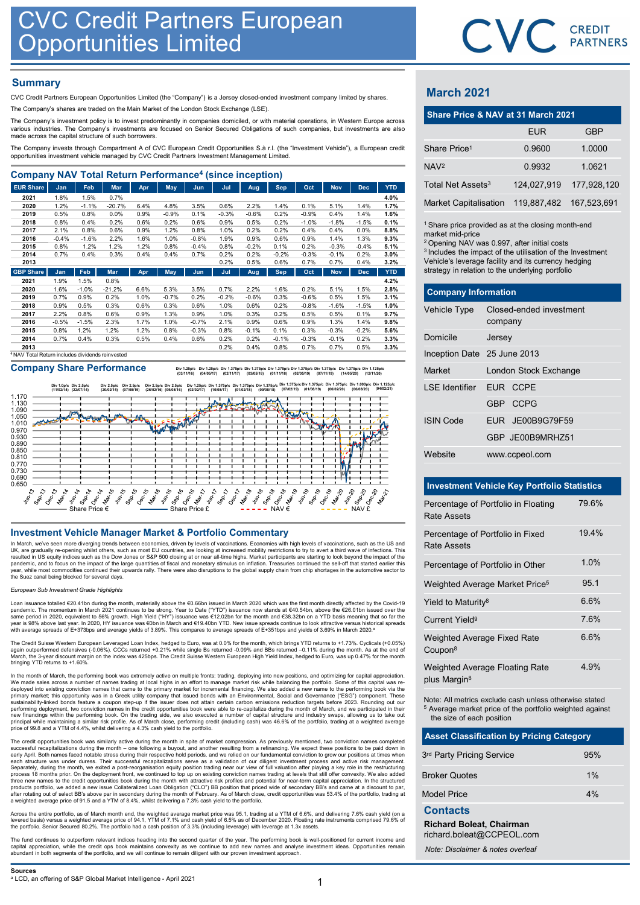# CVC Credit Partners European Opportunities Limited

## Summary

CVC Credit Partners European Opportunities Limited (the "Company") is a Jersey closed-ended investment company limited by shares.

The Company's shares are traded on the Main Market of the London Stock Exchange (LSE).

The Company's investment policy is to invest predominantly in companies domiciled, or with material operations, in Western Europe across various industries. The Company's investments are focused on Senior Secured Obligations of such companies, but investments are also made across the capital structure of such borrowers.

The Company invests through Compartment A of CVC European Credit Opportunities S.à r.l. (the "Investment Vehicle"), a European credit opportunities investment vehicle managed by CVC Credit Partners Investment Management Limited.

## Company NAV Total Return Performance[4] (since inception)

| EUR Share | Jan | Feb | Mar | Apr | May | Jun | Jul | Aug | Sep | Oct | Nov | Dec | YTD |
|---|---|---|---|---|---|---|---|---|---|---|---|---|---|
| 2021 | 1.8% | 1.5% | 0.7% | | | | | | | | | | 4.0% |
| 2020 | 1.2% | -1.1% | -20.7% | 6.4% | 4.8% | 3.5% | 0.6% | 2.2% | 1.4% | 0.1% | 5.1% | 1.4% | 1.7% |
| 2019 | 0.5% | 0.8% | 0.0% | 0.9% | -0.9% | 0.1% | -0.3% | -0.6% | 0.2% | -0.9% | 0.4% | 1.4% | 1.6% |
| 2018 | 0.8% | 0.4% | 0.2% | 0.6% | 0.2% | 0.6% | 0.9% | 0.5% | 0.2% | -1.0% | -1.8% | -1.5% | 0.1% |
| 2017 | 2.1% | 0.8% | 0.6% | 0.9% | 1.2% | 0.8% | 1.0% | 0.2% | 0.2% | 0.4% | 0.4% | 0.0% | 8.8% |
| 2016 | -0.4% | -1.6% | 2.2% | 1.6% | 1.0% | -0.8% | 1.9% | 0.9% | 0.6% | 0.9% | 1.4% | 1.3% | 9.3% |
| 2015 | 0.8% | 1.2% | 1.2% | 1.2% | 0.8% | -0.4% | 0.8% | -0.2% | 0.1% | 0.2% | -0.3% | -0.4% | 5.1% |
| 2014 | 0.7% | 0.4% | 0.3% | 0.4% | 0.4% | 0.7% | 0.2% | 0.2% | -0.2% | -0.3% | -0.1% | 0.2% | 3.0% |
| 2013 | | | | | | | 0.2% | 0.5% | 0.6% | 0.7% | 0.7% | 0.4% | 3.2% |

| GBP Share | Jan | Feb | Mar | Apr | May | Jun | Jul | Aug | Sep | Oct | Nov | Dec | YTD |
|---|---|---|---|---|---|---|---|---|---|---|---|---|---|
| 2021 | 1.9% | 1.5% | 0.8% | | | | | | | | | | 4.2% |
| 2020 | 1.6% | -1.0% | -21.2% | 6.6% | 5.3% | 3.5% | 0.7% | 2.2% | 1.6% | 0.2% | 5.1% | 1.5% | 2.8% |
| 2019 | 0.7% | 0.9% | 0.2% | 1.0% | -0.7% | 0.2% | -0.2% | -0.6% | 0.3% | -0.6% | 0.5% | 1.5% | 3.1% |
| 2018 | 0.9% | 0.5% | 0.3% | 0.6% | 0.3% | 0.6% | 1.0% | 0.6% | 0.2% | -0.8% | -1.6% | -1.5% | 1.0% |
| 2017 | 2.2% | 0.8% | 0.6% | 0.9% | 1.3% | 0.9% | 1.0% | 0.3% | 0.2% | 0.5% | 0.5% | 0.1% | 9.7% |
| 2016 | -0.5% | -1.5% | 2.3% | 1.7% | 1.0% | -0.7% | 2.1% | 0.9% | 0.6% | 0.9% | 1.3% | 1.4% | 9.8% |
| 2015 | 0.8% | 1.2% | 1.2% | 1.2% | 0.8% | -0.3% | 0.8% | -0.1% | 0.1% | 0.3% | -0.3% | -0.2% | 5.6% |
| 2014 | 0.7% | 0.4% | 0.3% | 0.5% | 0.4% | 0.6% | 0.2% | 0.2% | -0.1% | -0.3% | -0.1% | 0.2% | 3.3% |
| 2013 | | | | | | | 0.2% | 0.4% | 0.8% | 0.7% | 0.7% | 0.5% | 3.3% |

[4] NAV Total Return includes dividends reinvested

## Company Share Performance

Legend: Share Price € — Share Price £ — NAV € — NAV £

Dividends: Div 1.0p/c (11/02/14), Div 2.5p/c (22/07/14), Div 2.5p/c (20/02/15), Div 2.5p/c (07/08/15), Div 2.5p/c (26/02/16), Div 2.5p/c (05/08/16), Div 1.25p/c (03/11/16), Div 1.25p/c (02/02/17), Div 1.25p/c (04/05/17), Div 1.375p/c (10/08/17), Div 1.375p/c (02/11/17), Div 1.375p/c (01/02/18), Div 1.375p/c (03/05/18), Div 1.375p/c (09/08/18), Div 1.375p/c (01/11/18), Div 1.375p/c (07/02/19), Div 1.375p/c (02/05/19), Div 1.375p/c (01/08/19), Div 1.375p/c (07/11/19), Div 1.375p/c (06/02/20), Div 1.375p/c (14/05/20), Div 1.000p/c (06/08/20), Div 1.125p/c (12/11/20), Div 1.125p/c (04/02/21)

## Investment Vehicle Manager Market & Portfolio Commentary

In March, we've seen more diverging trends between economies, driven by levels of vaccinations. Economies with high levels of vaccinations, such as the US and UK, are gradually re-opening whilst others, such as most EU countries, are looking at increased mobility restrictions to try to avert a third wave of infections. This resulted in US equity indices such as Dow Jones or S&P 500 closing at or near all-time highs. Market participants are starting to look beyond the impact of the pandemic, and to focus on the impact of the large quantities of fiscal and monetary stimulus on inflation. Treasuries continued the sell-off that started earlier this year, while most commodities continued their upwards rally. There were also disruptions to the global supply chain from chip shortages in the automotive sector to the Suez canal being blocked for several days.

*European Sub Investment Grade Highlights*

Loan issuance totalled €20.41bn during the month, materially above the €0.66bn issued in March 2020 which was the first month directly affected by the Covid-19 pandemic. The momentum in March 2021 continues to be strong. Year to Date ("YTD") issuance now stands at €40.54bn, above the €26.01bn issued over the same period in 2020, equivalent to 56% growth. High Yield ("HY") issuance was €12.02bn for the month and €38.32bn on a YTD basis meaning that so far the year is 98% above last year. In 2020, HY issuance was €0bn in March and €19.40bn YTD. New issue spreads continue to look attractive versus historical spreads with average spreads of E+373bps and average yields of 3.89%. This compares to average spreads of E+351bps and yields of 3.69% in March 2020.[a]

The Credit Suisse Western European Leveraged Loan Index, hedged to Euro, was at 0.0% for the month, which brings YTD returns to +1.73%. Cyclicals (+0.05%) again outperformed defensives (-0.06%). CCCs returned +0.21% while single Bs returned -0.09% and BBs returned –0.11% during the month. As at the end of March, the 3-year discount margin on the index was 425bps. The Credit Suisse Western European High Yield Index, hedged to Euro, was up 0.47% for the month bringing YTD returns to +1.60%.

In the month of March, the performing book was extremely active on multiple fronts: trading, deploying into new positions, and optimizing for capital appreciation. We made sales across a number of names trading at local highs in an effort to manage market risk while balancing the portfolio. Some of this capital was re-deployed into existing conviction names that came to the primary market for incremental financing. We also added a new name to the performing book via the primary market; this opportunity was in a Greek utility company that issued bonds with an Environmental, Social and Governance ("ESG") component. These sustainability-linked bonds feature a coupon step-up if the issuer does not attain certain carbon emissions reduction targets before 2023. Rounding out our performing deployment, two conviction names in the credit opportunities book were able to re-capitalize during the month of March, and we participated in their new financings within the performing book. On the trading side, we also executed a number of capital structure and industry swaps, allowing us to take out principal while maintaining a similar risk profile. As of March close, performing credit (including cash) was 46.6% of the portfolio, trading at a weighted average price of 99.8 and a YTM of 4.4%, whilst delivering a 4.3% cash yield to the portfolio.

The credit opportunities book was similarly active during the month in spite of market compression. As previously mentioned, two conviction names completed successful recapitalizations during the month – one following a buyout, and another resulting from a refinancing. We expect these positions to be paid down in early April. Both names faced notable stress during their respective hold periods, and we relied on our fundamental conviction to grow our positions at times when each structure was under duress. Their successful recapitalizations serve as a validation of our diligent investment process and active risk management. Separately, during the month, we exited a post-reorganisation equity position trading near our view of full valuation after playing a key role in the restructuring process 18 months prior. On the deployment front, we continued to top up on existing conviction names trading at levels that still offer convexity. We also added three new names to the credit opportunities book during the month with attractive risk profiles and potential for near-term capital appreciation. In the structured products portfolio, we added a new issue Collateralized Loan Obligation ("CLO") BB position that priced wide of secondary BB's and came at a discount to par, after rotating out of select BB's above par in secondary during the month of February. As of March close, credit opportunities was 53.4% of the portfolio, trading at a weighted average price of 91.5 and a YTM of 8.4%, whilst delivering a 7.3% cash yield to the portfolio.

Across the entire portfolio, as of March month end, the weighted average market price was 95.1, trading at a YTM of 6.6%, and delivering 7.6% cash yield (on a levered basis) versus a weighted average price of 94.1, YTM of 7.1% and cash yield of 6.5% as of December 2020. Floating rate instruments comprised 79.6% of the portfolio. Senior Secured 80.2%. The portfolio had a cash position of 3.3% (including leverage) with leverage at 1.3x assets.

The fund continues to outperform relevant indices heading into the second quarter of the year. The performing book is well-positioned for current income and capital appreciation, while the credit ops book maintains convexity as we continue to add new names and analyse investment ideas. Opportunities remain abundant in both segments of the portfolio, and we will continue to remain diligent with our proven investment approach.

**Sources**

[a] LCD, an offering of S&P Global Market Intelligence - April 2021

## March 2021

### Share Price & NAV at 31 March 2021

| | EUR | GBP |
|---|---|---|
| Share Price[1] | 0.9600 | 1.0000 |
| NAV[2] | 0.9932 | 1.0621 |
| Total Net Assets[3] | 124,027,919 | 177,928,120 |
| Market Capitalisation | 119,887,482 | 167,523,691 |

[1] Share price provided as at the closing month-end market mid-price
[2] Opening NAV was 0.997, after initial costs
[3] Includes the impact of the utilisation of the Investment Vehicle's leverage facility and its currency hedging strategy in relation to the underlying portfolio

### Company Information

| | |
|---|---|
| Vehicle Type | Closed-ended investment company |
| Domicile | Jersey |
| Inception Date | 25 June 2013 |
| Market | London Stock Exchange |
| LSE Identifier | EUR CCPE |
| | GBP CCPG |
| ISIN Code | EUR JE00B9G79F59 |
| | GBP JE00B9MRHZ51 |
| Website | www.ccpeol.com |

### Investment Vehicle Key Portfolio Statistics

| | |
|---|---|
| Percentage of Portfolio in Floating Rate Assets | 79.6% |
| Percentage of Portfolio in Fixed Rate Assets | 19.4% |
| Percentage of Portfolio in Other | 1.0% |
| Weighted Average Market Price[5] | 95.1 |
| Yield to Maturity[8] | 6.6% |
| Current Yield[9] | 7.6% |
| Weighted Average Fixed Rate Coupon[8] | 6.6% |
| Weighted Average Floating Rate plus Margin[8] | 4.9% |

Note: All metrics exclude cash unless otherwise stated
[5] Average market price of the portfolio weighted against the size of each position

### Asset Classification by Pricing Category

| | |
|---|---|
| 3rd Party Pricing Service | 95% |
| Broker Quotes | 1% |
| Model Price | 4% |

### Contacts

**Richard Boleat, Chairman**
richard.boleat@CCPEOL.com

*Note: Disclaimer & notes overleaf*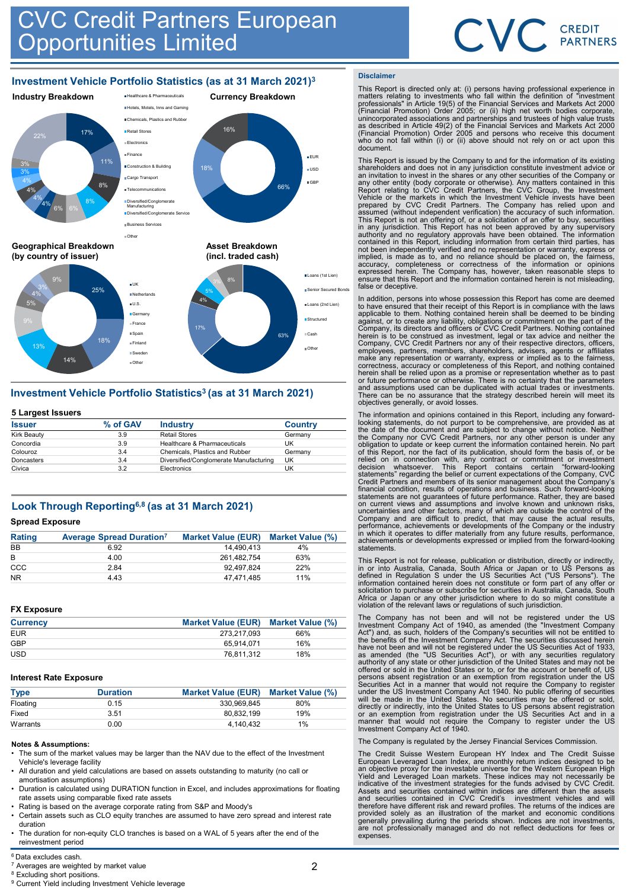# CVC Credit Partners European Opportunities Limited

## Investment Vehicle Portfolio Statistics (as at 31 March 2021)[3]

### Industry Breakdown

22%
17%
11%
8%
8%
6%
6%
4%
4%
4%
4%
3%
3%

Healthcare & Pharmaceuticals
Hotels, Motels, Inns and Gaming
Chemicals, Plastics and Rubber
Retail Stores
Electronics
Finance
Construction & Building
Cargo Transport
Telecommunications
Diversified/Conglomerate Manufacturing
Diversified/Conglomerate Service
Business Services
Other

### Currency Breakdown

66%
18%
16%

EUR
USD
GBP

### Geographical Breakdown (by country of issuer)

25%
18%
14%
13%
9%
5%
4%
3%
9%

UK
Netherlands
U.S.
Germany
France
Spain
Finland
Sweden
Other

### Asset Breakdown (incl. traded cash)

63%
17%
4%
5%
3%
8%

Loans (1st Lien)
Senior Secured Bonds
Loans (2nd Lien)
Structured
Cash
Other

## Investment Vehicle Portfolio Statistics[3] (as at 31 March 2021)

### 5 Largest Issuers

| Issuer | % of GAV | Industry | Country |
|---|---|---|---|
| Kirk Beauty | 3.9 | Retail Stores | Germany |
| Concordia | 3.9 | Healthcare & Pharmaceuticals | UK |
| Colouroz | 3.4 | Chemicals, Plastics and Rubber | Germany |
| Doncasters | 3.4 | Diversified/Conglomerate Manufacturing | UK |
| Civica | 3.2 | Electronics | UK |

## Look Through Reporting[6,8] (as at 31 March 2021)

### Spread Exposure

| Rating | Average Spread Duration[7] | Market Value (EUR) | Market Value (%) |
|---|---|---|---|
| BB | 6.92 | 14,490,413 | 4% |
| B | 4.00 | 261,482,754 | 63% |
| CCC | 2.84 | 92,497,824 | 22% |
| NR | 4.43 | 47,471,485 | 11% |

### FX Exposure

| Currency | Market Value (EUR) | Market Value (%) |
|---|---|---|
| EUR | 273,217,093 | 66% |
| GBP | 65,914,071 | 16% |
| USD | 76,811,312 | 18% |

### Interest Rate Exposure

| Type | Duration | Market Value (EUR) | Market Value (%) |
|---|---|---|---|
| Floating | 0.15 | 330,969,845 | 80% |
| Fixed | 3.51 | 80,832,199 | 19% |
| Warrants | 0.00 | 4,140,432 | 1% |

**Notes & Assumptions:**

- The sum of the market values may be larger than the NAV due to the effect of the Investment Vehicle's leverage facility
- All duration and yield calculations are based on assets outstanding to maturity (no call or amortisation assumptions)
- Duration is calculated using DURATION function in Excel, and includes approximations for floating rate assets using comparable fixed rate assets
- Rating is based on the average corporate rating from S&P and Moody's
- Certain assets such as CLO equity tranches are assumed to have zero spread and interest rate duration
- The duration for non-equity CLO tranches is based on a WAL of 5 years after the end of the reinvestment period

[6] Data excludes cash.
[7] Averages are weighted by market value
[8] Excluding short positions.
[9] Current Yield including Investment Vehicle leverage

## Disclaimer

This Report is directed only at: (i) persons having professional experience in matters relating to investments who fall within the definition of "investment professionals" in Article 19(5) of the Financial Services and Markets Act 2000 (Financial Promotion) Order 2005; or (ii) high net worth bodies corporate, unincorporated associations and partnerships and trustees of high value trusts as described in Article 49(2) of the Financial Services and Markets Act 2000 (Financial Promotion) Order 2005 and persons who receive this document who do not fall within (i) or (ii) above should not rely on or act upon this document.

This Report is issued by the Company to and for the information of its existing shareholders and does not in any jurisdiction constitute investment advice or an invitation to invest in the shares or any other securities of the Company or any other entity (body corporate or otherwise). Any matters contained in this Report relating to CVC Credit Partners, the CVC Group, the Investment Vehicle or the markets in which the Investment Vehicle invests have been prepared by CVC Credit Partners. The Company has relied upon and assumed (without independent verification) the accuracy of such information. This Report is not an offering of, or a solicitation of an offer to buy, securities in any jurisdiction. This Report has not been approved by any supervisory authority and no regulatory approvals have been obtained. The information contained in this Report, including information from certain third parties, has not been independently verified and no representation or warranty, express or implied, is made as to, and no reliance should be placed on, the fairness, accuracy, completeness or correctness of the information or opinions expressed herein. The Company has, however, taken reasonable steps to ensure that this Report and the information contained herein is not misleading, false or deceptive.

In addition, persons into whose possession this Report has come are deemed to have ensured that their receipt of this Report is in compliance with the laws applicable to them. Nothing contained herein shall be deemed to be binding against, or to create any liability, obligations or commitment on the part of the Company, its directors and officers or CVC Credit Partners. Nothing contained herein is to be construed as investment, legal or tax advice and neither the Company, CVC Credit Partners nor any of their respective directors, officers, employees, partners, members, shareholders, advisers, agents or affiliates make any representation or warranty, express or implied as to the fairness, correctness, accuracy or completeness of this Report, and nothing contained herein shall be relied upon as a promise or representation whether as to past or future performance or otherwise. There is no certainty that the parameters and assumptions used can be duplicated with actual trades or investments. There can be no assurance that the strategy described herein will meet its objectives generally, or avoid losses.

The information and opinions contained in this Report, including any forward-looking statements, do not purport to be comprehensive, are provided as at the date of the document and are subject to change without notice. Neither the Company nor CVC Credit Partners, nor any other person is under any obligation to update or keep current the information contained herein. No part of this Report, nor the fact of its publication, should form the basis of, or be relied on in connection with, any contract or commitment or investment decision whatsoever. This Report contains certain "forward-looking statements" regarding the belief or current expectations of the Company, CVC Credit Partners and members of its senior management about the Company's financial condition, results of operations and business. Such forward-looking statements are not guarantees of future performance. Rather, they are based on current views and assumptions and involve known and unknown risks, uncertainties and other factors, many of which are outside the control of the Company and are difficult to predict, that may cause the actual results, performance, achievements or developments of the Company or the industry in which it operates to differ materially from any future results, performance, achievements or developments expressed or implied from the forward-looking statements.

This Report is not for release, publication or distribution, directly or indirectly, in or into Australia, Canada, South Africa or Japan or to US Persons as defined in Regulation S under the US Securities Act ("US Persons"). The information contained herein does not constitute or form part of any offer or solicitation to purchase or subscribe for securities in Australia, Canada, South Africa or Japan or any other jurisdiction where to do so might constitute a violation of the relevant laws or regulations of such jurisdiction.

The Company has not been and will not be registered under the US Investment Company Act of 1940, as amended (the "Investment Company Act") and, as such, holders of the Company's securities will not be entitled to the benefits of the Investment Company Act. The securities discussed herein have not been and will not be registered under the US Securities Act of 1933, as amended (the "US Securities Act"), or with any securities regulatory authority of any state or other jurisdiction of the United States and may not be offered or sold in the United States or to, or for the account or benefit of, US persons absent registration or an exemption from registration under the US Securities Act in a manner that would not require the Company to register under the US Investment Company Act 1940. No public offering of securities will be made in the United States. No securities may be offered or sold, directly or indirectly, into the United States to US persons absent registration or an exemption from registration under the US Securities Act and in a manner that would not require the Company to register under the US Investment Company Act of 1940.

The Company is regulated by the Jersey Financial Services Commission.

The Credit Suisse Western European HY Index and The Credit Suisse European Leveraged Loan Index, are monthly return indices designed to be an objective proxy for the investable universe for the Western European High Yield and Leveraged Loan markets. These indices may not necessarily be indicative of the investment strategies for the funds advised by CVC Credit. Assets and securities contained within indices are different than the assets and securities contained in CVC Credit's investment vehicles and will therefore have different risk and reward profiles. The returns of the indices are provided solely as an illustration of the market and economic conditions generally prevailing during the periods shown. Indices are not investments, are not professionally managed and do not reflect deductions for fees or expenses.